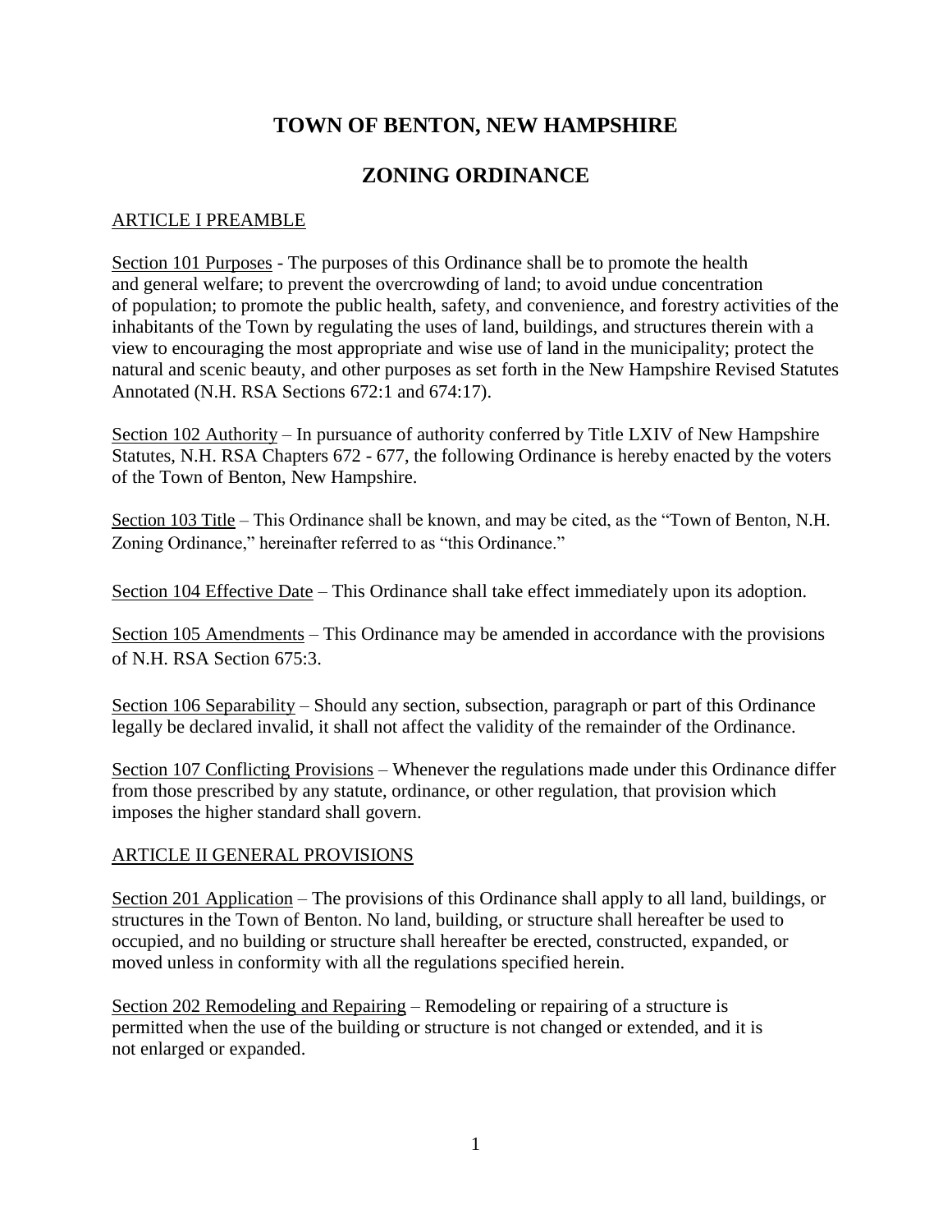# TOWN OF BENTON, NEW HAMPSHIRE

# ZONING ORDINANCE

## ARTICLE I PREAMBLE

Section 101 Purposes - The purposes of this Ordinance shall be to promote the health and general welfare; to prevent the overcrowding of land; to avoid undue concentration of population; to promote the public health, safety, and convenience, and forestry activities of the inhabitants of the Town by regulating the uses of land, buildings, and structures therein with a view to encouraging the most appropriate and wise use of land in the municipality; protect the natural and scenic beauty, and other purposes as set forth in the New Hampshire Revised Statutes Annotated (N.H. RSA Sections 672:1 and 674:17).

Section 102 Authority – In pursuance of authority conferred by Title LXIV of New Hampshire Statutes, N.H. RSA Chapters 672 - 677, the following Ordinance is hereby enacted by the voters of the Town of Benton, New Hampshire.

Section 103 Title – This Ordinance shall be known, and may be cited, as the "Town of Benton, N.H. Zoning Ordinance," hereinafter referred to as "this Ordinance."

Section 104 Effective Date – This Ordinance shall take effect immediately upon its adoption.

Section 105 Amendments – This Ordinance may be amended in accordance with the provisions of N.H. RSA Section 675:3.

Section 106 Separability – Should any section, subsection, paragraph or part of this Ordinance legally be declared invalid, it shall not affect the validity of the remainder of the Ordinance.

Section 107 Conflicting Provisions – Whenever the regulations made under this Ordinance differ from those prescribed by any statute, ordinance, or other regulation, that provision which imposes the higher standard shall govern.

## ARTICLE II GENERAL PROVISIONS

Section 201 Application – The provisions of this Ordinance shall apply to all land, buildings, or structures in the Town of Benton. No land, building, or structure shall hereafter be used to occupied, and no building or structure shall hereafter be erected, constructed, expanded, or moved unless in conformity with all the regulations specified herein.

Section 202 Remodeling and Repairing – Remodeling or repairing of a structure is permitted when the use of the building or structure is not changed or extended, and it is not enlarged or expanded.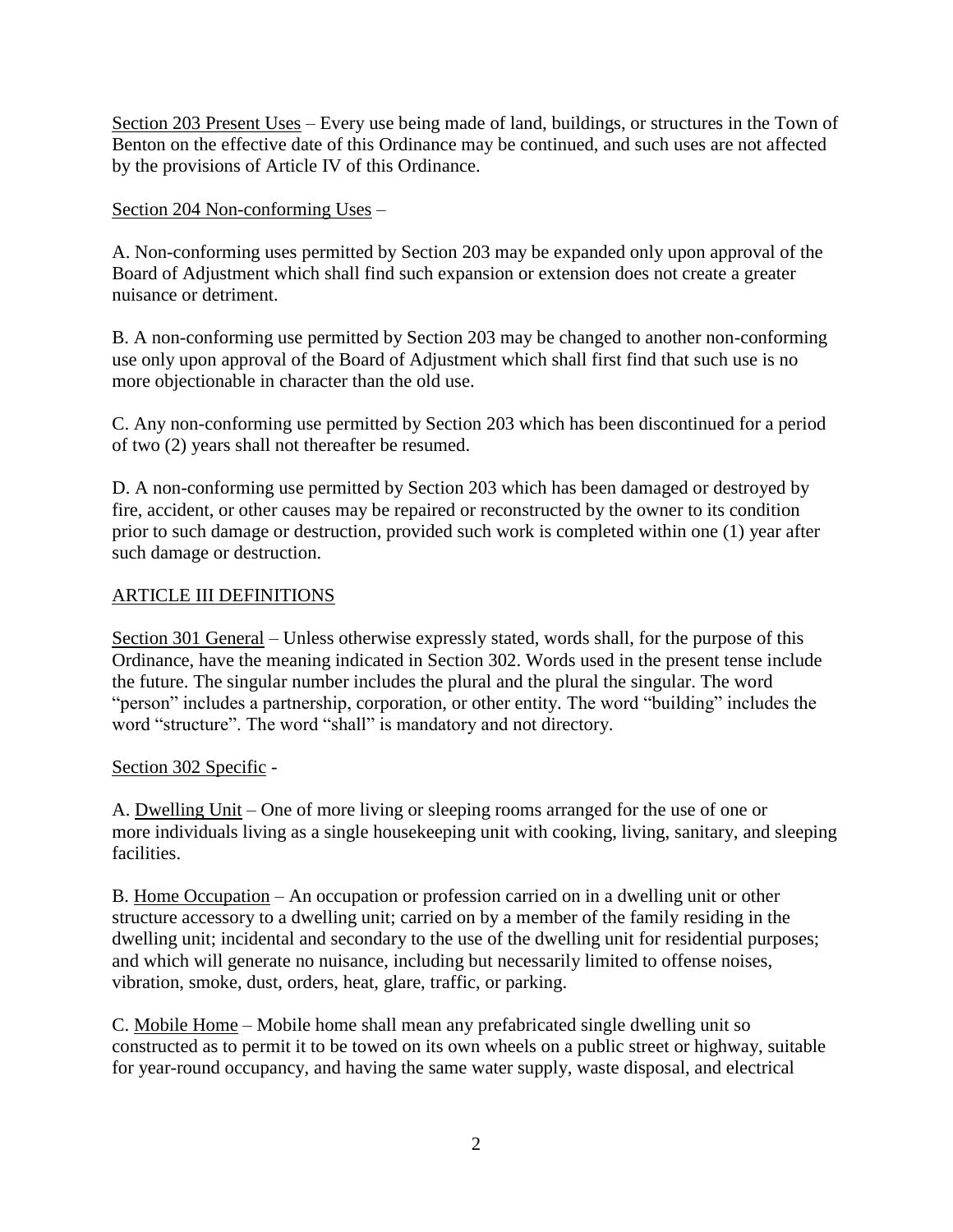Section 203 Present Uses – Every use being made of land, buildings, or structures in the Town of Benton on the effective date of this Ordinance may be continued, and such uses are not affected by the provisions of Article IV of this Ordinance.

Section 204 Non-conforming Uses –

A. Non-conforming uses permitted by Section 203 may be expanded only upon approval of the Board of Adjustment which shall find such expansion or extension does not create a greater nuisance or detriment.

B. A non-conforming use permitted by Section 203 may be changed to another non-conforming use only upon approval of the Board of Adjustment which shall first find that such use is no more objectionable in character than the old use.

C. Any non-conforming use permitted by Section 203 which has been discontinued for a period of two (2) years shall not thereafter be resumed.

D. A non-conforming use permitted by Section 203 which has been damaged or destroyed by fire, accident, or other causes may be repaired or reconstructed by the owner to its condition prior to such damage or destruction, provided such work is completed within one (1) year after such damage or destruction.

## ARTICLE III DEFINITIONS

Section 301 General – Unless otherwise expressly stated, words shall, for the purpose of this Ordinance, have the meaning indicated in Section 302. Words used in the present tense include the future. The singular number includes the plural and the plural the singular. The word "person" includes a partnership, corporation, or other entity. The word "building" includes the word "structure". The word "shall" is mandatory and not directory.

Section 302 Specific -

A. Dwelling Unit – One of more living or sleeping rooms arranged for the use of one or more individuals living as a single housekeeping unit with cooking, living, sanitary, and sleeping facilities.

B. Home Occupation – An occupation or profession carried on in a dwelling unit or other structure accessory to a dwelling unit; carried on by a member of the family residing in the dwelling unit; incidental and secondary to the use of the dwelling unit for residential purposes; and which will generate no nuisance, including but necessarily limited to offense noises, vibration, smoke, dust, orders, heat, glare, traffic, or parking.

C. Mobile Home – Mobile home shall mean any prefabricated single dwelling unit so constructed as to permit it to be towed on its own wheels on a public street or highway, suitable for year-round occupancy, and having the same water supply, waste disposal, and electrical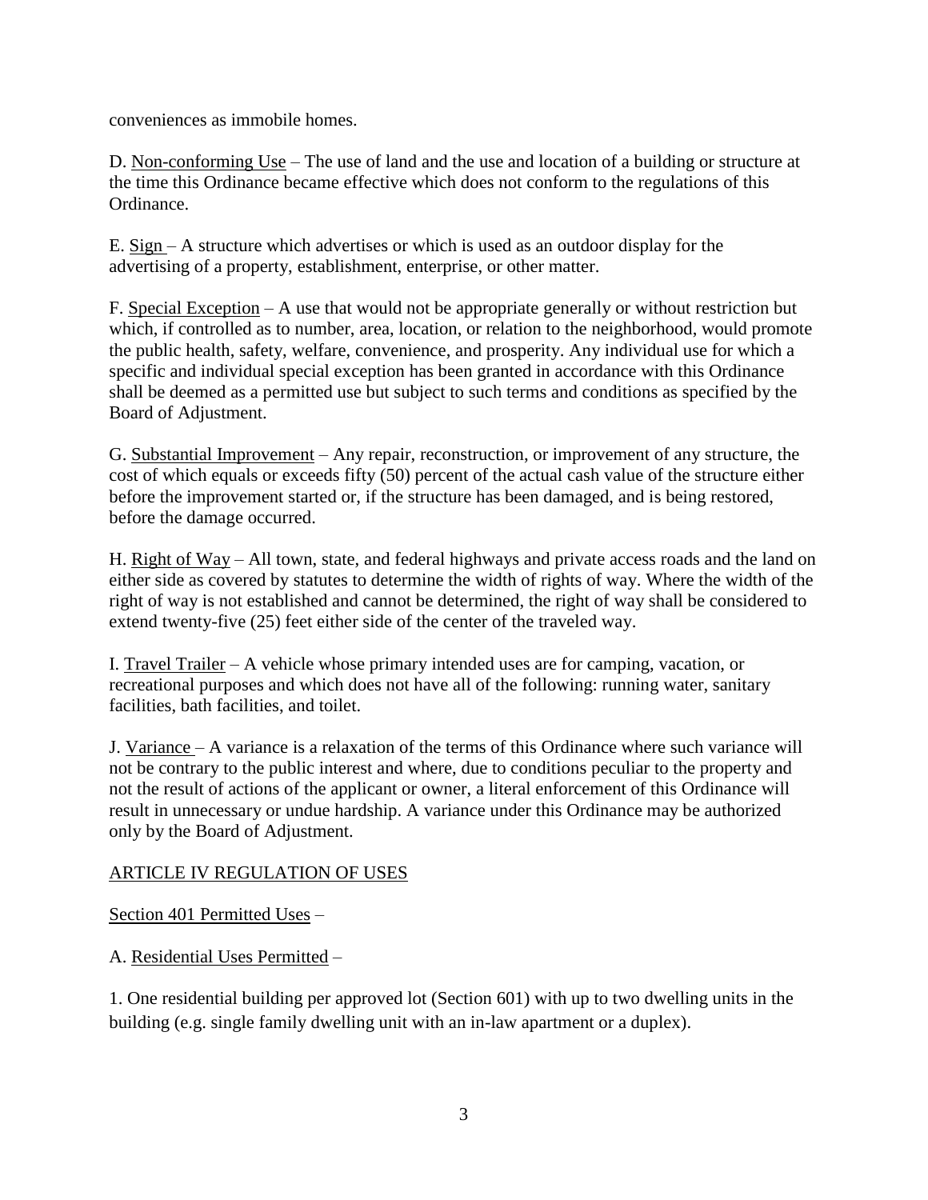conveniences as immobile homes.

D. Non-conforming Use – The use of land and the use and location of a building or structure at the time this Ordinance became effective which does not conform to the regulations of this Ordinance.

E. Sign – A structure which advertises or which is used as an outdoor display for the advertising of a property, establishment, enterprise, or other matter.

F. Special Exception – A use that would not be appropriate generally or without restriction but which, if controlled as to number, area, location, or relation to the neighborhood, would promote the public health, safety, welfare, convenience, and prosperity. Any individual use for which a specific and individual special exception has been granted in accordance with this Ordinance shall be deemed as a permitted use but subject to such terms and conditions as specified by the Board of Adjustment.

G. Substantial Improvement – Any repair, reconstruction, or improvement of any structure, the cost of which equals or exceeds fifty (50) percent of the actual cash value of the structure either before the improvement started or, if the structure has been damaged, and is being restored, before the damage occurred.

H. Right of Way – All town, state, and federal highways and private access roads and the land on either side as covered by statutes to determine the width of rights of way. Where the width of the right of way is not established and cannot be determined, the right of way shall be considered to extend twenty-five (25) feet either side of the center of the traveled way.

I. Travel Trailer – A vehicle whose primary intended uses are for camping, vacation, or recreational purposes and which does not have all of the following: running water, sanitary facilities, bath facilities, and toilet.

J. Variance – A variance is a relaxation of the terms of this Ordinance where such variance will not be contrary to the public interest and where, due to conditions peculiar to the property and not the result of actions of the applicant or owner, a literal enforcement of this Ordinance will result in unnecessary or undue hardship. A variance under this Ordinance may be authorized only by the Board of Adjustment.

## ARTICLE IV REGULATION OF USES

### Section 401 Permitted Uses –

A. Residential Uses Permitted –

1. One residential building per approved lot (Section 601) with up to two dwelling units in the building (e.g. single family dwelling unit with an in-law apartment or a duplex).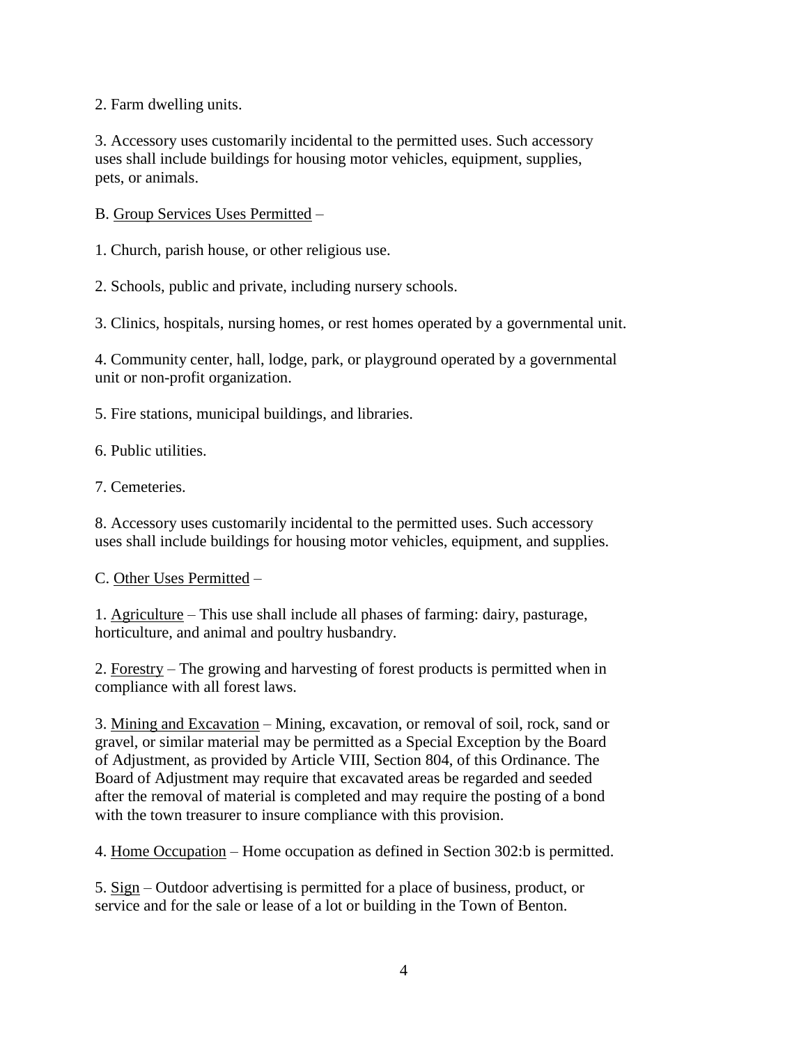2. Farm dwelling units.

3. Accessory uses customarily incidental to the permitted uses. Such accessory uses shall include buildings for housing motor vehicles, equipment, supplies, pets, or animals.

B. <u>Group Services Uses Permitted</u> –

1. Church, parish house, or other religious use.

2. Schools, public and private, including nursery schools.

3. Clinics, hospitals, nursing homes, or rest homes operated by a governmental unit.

4. Community center, hall, lodge, park, or playground operated by a governmental unit or non-profit organization.

5. Fire stations, municipal buildings, and libraries.

6. Public utilities.

7. Cemeteries.

8. Accessory uses customarily incidental to the permitted uses. Such accessory uses shall include buildings for housing motor vehicles, equipment, and supplies.

C. <u>Other Uses Permitted</u> –

1. <u>Agriculture</u> – This use shall include all phases of farming: dairy, pasturage, horticulture, and animal and poultry husbandry.

2. <u>Forestry</u> – The growing and harvesting of forest products is permitted when in compliance with all forest laws.

3. <u>Mining and Excavation</u> – Mining, excavation, or removal of soil, rock, sand or gravel, or similar material may be permitted as a Special Exception by the Board of Adjustment, as provided by Article VIII, Section 804, of this Ordinance. The Board of Adjustment may require that excavated areas be regarded and seeded after the removal of material is completed and may require the posting of a bond with the town treasurer to insure compliance with this provision.

4. <u>Home Occupation</u> – Home occupation as defined in Section 302:b is permitted.

5. <u>Sign</u> – Outdoor advertising is permitted for a place of business, product, or service and for the sale or lease of a lot or building in the Town of Benton.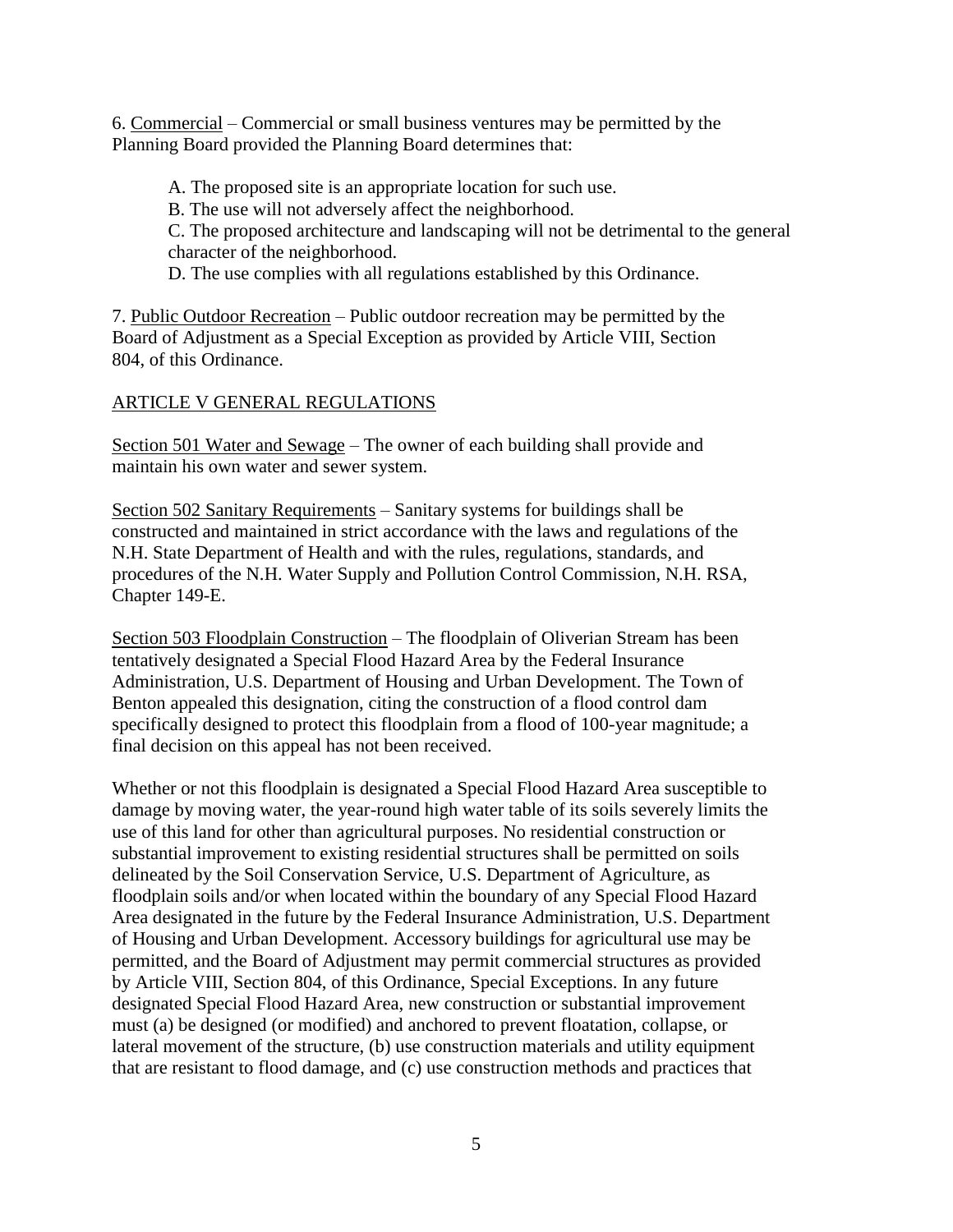6. Commercial – Commercial or small business ventures may be permitted by the Planning Board provided the Planning Board determines that:

A. The proposed site is an appropriate location for such use.
B. The use will not adversely affect the neighborhood.
C. The proposed architecture and landscaping will not be detrimental to the general character of the neighborhood.
D. The use complies with all regulations established by this Ordinance.

7. Public Outdoor Recreation – Public outdoor recreation may be permitted by the Board of Adjustment as a Special Exception as provided by Article VIII, Section 804, of this Ordinance.

## ARTICLE V GENERAL REGULATIONS

Section 501 Water and Sewage – The owner of each building shall provide and maintain his own water and sewer system.

Section 502 Sanitary Requirements – Sanitary systems for buildings shall be constructed and maintained in strict accordance with the laws and regulations of the N.H. State Department of Health and with the rules, regulations, standards, and procedures of the N.H. Water Supply and Pollution Control Commission, N.H. RSA, Chapter 149-E.

Section 503 Floodplain Construction – The floodplain of Oliverian Stream has been tentatively designated a Special Flood Hazard Area by the Federal Insurance Administration, U.S. Department of Housing and Urban Development. The Town of Benton appealed this designation, citing the construction of a flood control dam specifically designed to protect this floodplain from a flood of 100-year magnitude; a final decision on this appeal has not been received.

Whether or not this floodplain is designated a Special Flood Hazard Area susceptible to damage by moving water, the year-round high water table of its soils severely limits the use of this land for other than agricultural purposes. No residential construction or substantial improvement to existing residential structures shall be permitted on soils delineated by the Soil Conservation Service, U.S. Department of Agriculture, as floodplain soils and/or when located within the boundary of any Special Flood Hazard Area designated in the future by the Federal Insurance Administration, U.S. Department of Housing and Urban Development. Accessory buildings for agricultural use may be permitted, and the Board of Adjustment may permit commercial structures as provided by Article VIII, Section 804, of this Ordinance, Special Exceptions. In any future designated Special Flood Hazard Area, new construction or substantial improvement must (a) be designed (or modified) and anchored to prevent floatation, collapse, or lateral movement of the structure, (b) use construction materials and utility equipment that are resistant to flood damage, and (c) use construction methods and practices that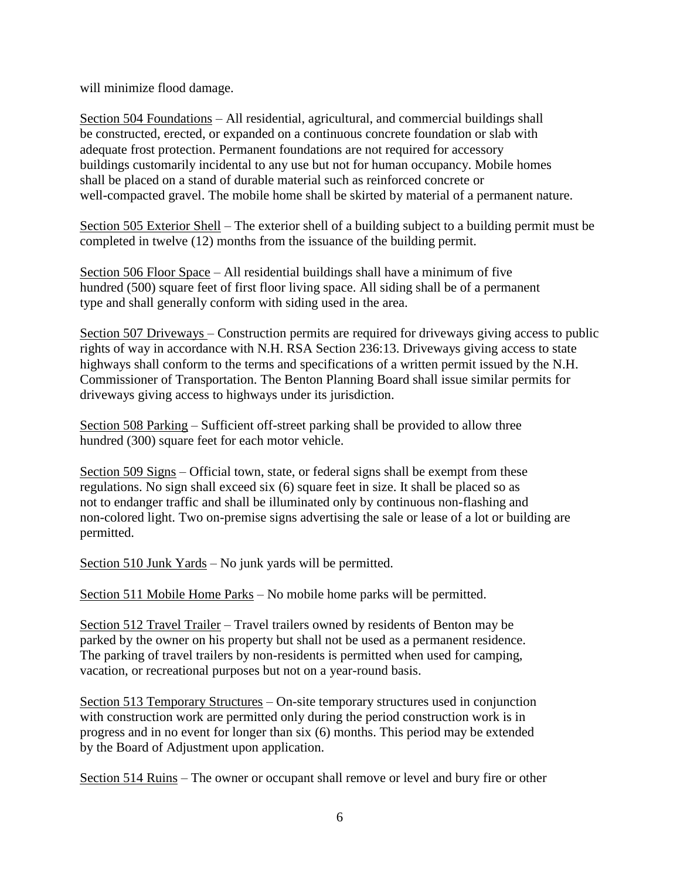will minimize flood damage.

<u>Section 504 Foundations</u> – All residential, agricultural, and commercial buildings shall be constructed, erected, or expanded on a continuous concrete foundation or slab with adequate frost protection. Permanent foundations are not required for accessory buildings customarily incidental to any use but not for human occupancy. Mobile homes shall be placed on a stand of durable material such as reinforced concrete or well-compacted gravel. The mobile home shall be skirted by material of a permanent nature.

<u>Section 505 Exterior Shell</u> – The exterior shell of a building subject to a building permit must be completed in twelve (12) months from the issuance of the building permit.

<u>Section 506 Floor Space</u> – All residential buildings shall have a minimum of five hundred (500) square feet of first floor living space. All siding shall be of a permanent type and shall generally conform with siding used in the area.

<u>Section 507 Driveways</u> – Construction permits are required for driveways giving access to public rights of way in accordance with N.H. RSA Section 236:13. Driveways giving access to state highways shall conform to the terms and specifications of a written permit issued by the N.H. Commissioner of Transportation. The Benton Planning Board shall issue similar permits for driveways giving access to highways under its jurisdiction.

<u>Section 508 Parking</u> – Sufficient off-street parking shall be provided to allow three hundred (300) square feet for each motor vehicle.

<u>Section 509 Signs</u> – Official town, state, or federal signs shall be exempt from these regulations. No sign shall exceed six (6) square feet in size. It shall be placed so as not to endanger traffic and shall be illuminated only by continuous non-flashing and non-colored light. Two on-premise signs advertising the sale or lease of a lot or building are permitted.

<u>Section 510 Junk Yards</u> – No junk yards will be permitted.

<u>Section 511 Mobile Home Parks</u> – No mobile home parks will be permitted.

<u>Section 512 Travel Trailer</u> – Travel trailers owned by residents of Benton may be parked by the owner on his property but shall not be used as a permanent residence. The parking of travel trailers by non-residents is permitted when used for camping, vacation, or recreational purposes but not on a year-round basis.

<u>Section 513 Temporary Structures</u> – On-site temporary structures used in conjunction with construction work are permitted only during the period construction work is in progress and in no event for longer than six (6) months. This period may be extended by the Board of Adjustment upon application.

<u>Section 514 Ruins</u> – The owner or occupant shall remove or level and bury fire or other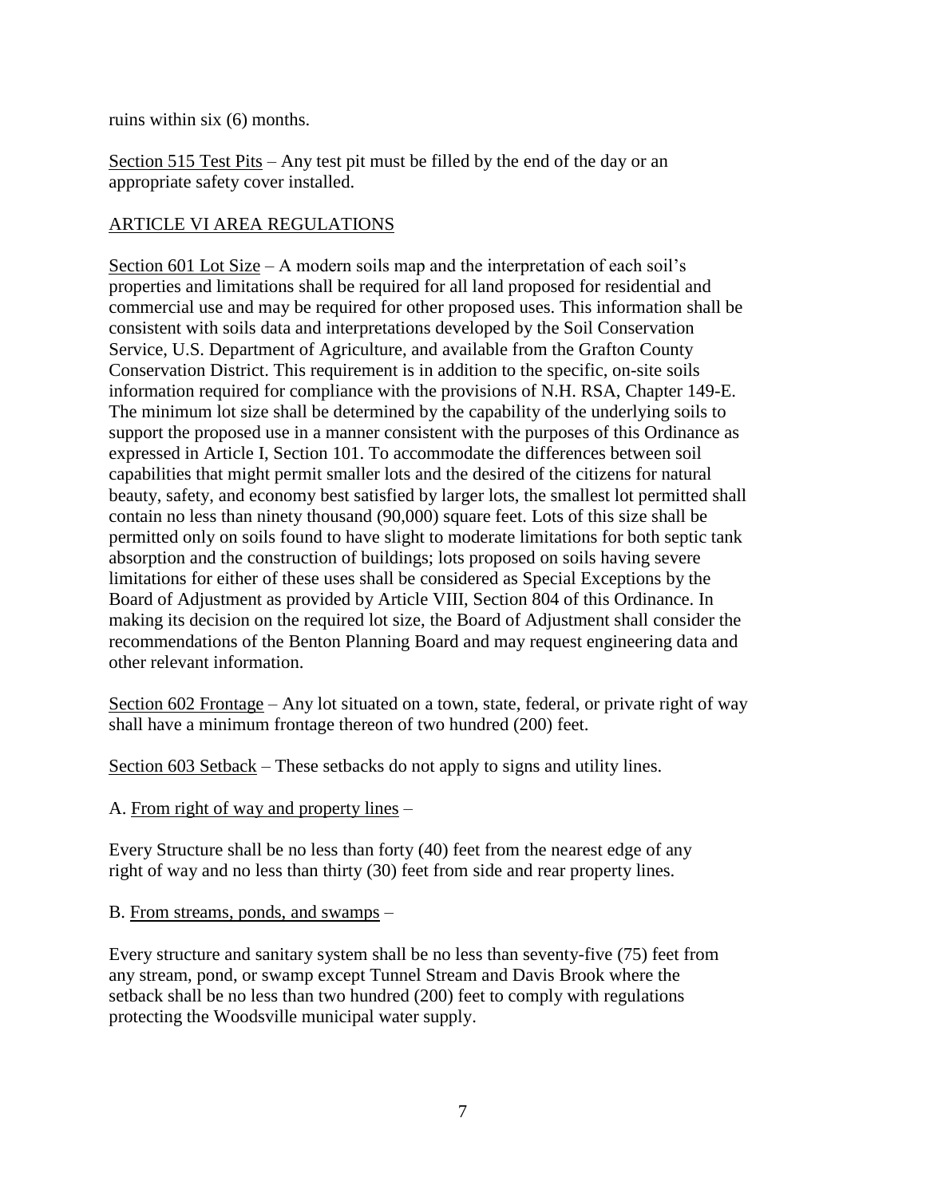ruins within six (6) months.

Section 515 Test Pits – Any test pit must be filled by the end of the day or an appropriate safety cover installed.

## ARTICLE VI AREA REGULATIONS

Section 601 Lot Size – A modern soils map and the interpretation of each soil's properties and limitations shall be required for all land proposed for residential and commercial use and may be required for other proposed uses. This information shall be consistent with soils data and interpretations developed by the Soil Conservation Service, U.S. Department of Agriculture, and available from the Grafton County Conservation District. This requirement is in addition to the specific, on-site soils information required for compliance with the provisions of N.H. RSA, Chapter 149-E. The minimum lot size shall be determined by the capability of the underlying soils to support the proposed use in a manner consistent with the purposes of this Ordinance as expressed in Article I, Section 101. To accommodate the differences between soil capabilities that might permit smaller lots and the desired of the citizens for natural beauty, safety, and economy best satisfied by larger lots, the smallest lot permitted shall contain no less than ninety thousand (90,000) square feet. Lots of this size shall be permitted only on soils found to have slight to moderate limitations for both septic tank absorption and the construction of buildings; lots proposed on soils having severe limitations for either of these uses shall be considered as Special Exceptions by the Board of Adjustment as provided by Article VIII, Section 804 of this Ordinance. In making its decision on the required lot size, the Board of Adjustment shall consider the recommendations of the Benton Planning Board and may request engineering data and other relevant information.

Section 602 Frontage – Any lot situated on a town, state, federal, or private right of way shall have a minimum frontage thereon of two hundred (200) feet.

Section 603 Setback – These setbacks do not apply to signs and utility lines.

A. From right of way and property lines –

Every Structure shall be no less than forty (40) feet from the nearest edge of any right of way and no less than thirty (30) feet from side and rear property lines.

B. From streams, ponds, and swamps –

Every structure and sanitary system shall be no less than seventy-five (75) feet from any stream, pond, or swamp except Tunnel Stream and Davis Brook where the setback shall be no less than two hundred (200) feet to comply with regulations protecting the Woodsville municipal water supply.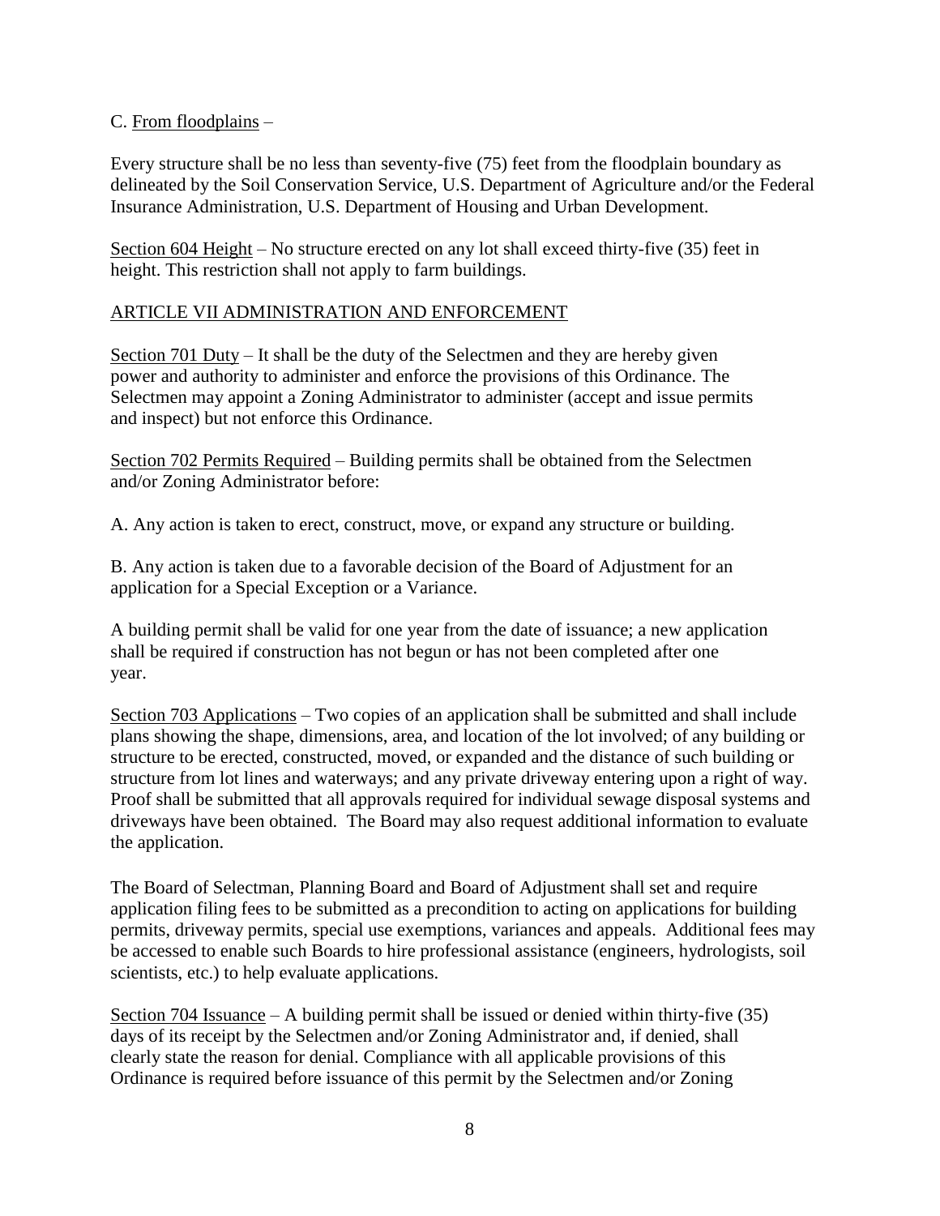C. From floodplains –

Every structure shall be no less than seventy-five (75) feet from the floodplain boundary as delineated by the Soil Conservation Service, U.S. Department of Agriculture and/or the Federal Insurance Administration, U.S. Department of Housing and Urban Development.

Section 604 Height – No structure erected on any lot shall exceed thirty-five (35) feet in height. This restriction shall not apply to farm buildings.

## ARTICLE VII ADMINISTRATION AND ENFORCEMENT

Section 701 Duty – It shall be the duty of the Selectmen and they are hereby given power and authority to administer and enforce the provisions of this Ordinance. The Selectmen may appoint a Zoning Administrator to administer (accept and issue permits and inspect) but not enforce this Ordinance.

Section 702 Permits Required – Building permits shall be obtained from the Selectmen and/or Zoning Administrator before:

A. Any action is taken to erect, construct, move, or expand any structure or building.

B. Any action is taken due to a favorable decision of the Board of Adjustment for an application for a Special Exception or a Variance.

A building permit shall be valid for one year from the date of issuance; a new application shall be required if construction has not begun or has not been completed after one year.

Section 703 Applications – Two copies of an application shall be submitted and shall include plans showing the shape, dimensions, area, and location of the lot involved; of any building or structure to be erected, constructed, moved, or expanded and the distance of such building or structure from lot lines and waterways; and any private driveway entering upon a right of way. Proof shall be submitted that all approvals required for individual sewage disposal systems and driveways have been obtained. The Board may also request additional information to evaluate the application.

The Board of Selectman, Planning Board and Board of Adjustment shall set and require application filing fees to be submitted as a precondition to acting on applications for building permits, driveway permits, special use exemptions, variances and appeals. Additional fees may be accessed to enable such Boards to hire professional assistance (engineers, hydrologists, soil scientists, etc.) to help evaluate applications.

Section 704 Issuance – A building permit shall be issued or denied within thirty-five (35) days of its receipt by the Selectmen and/or Zoning Administrator and, if denied, shall clearly state the reason for denial. Compliance with all applicable provisions of this Ordinance is required before issuance of this permit by the Selectmen and/or Zoning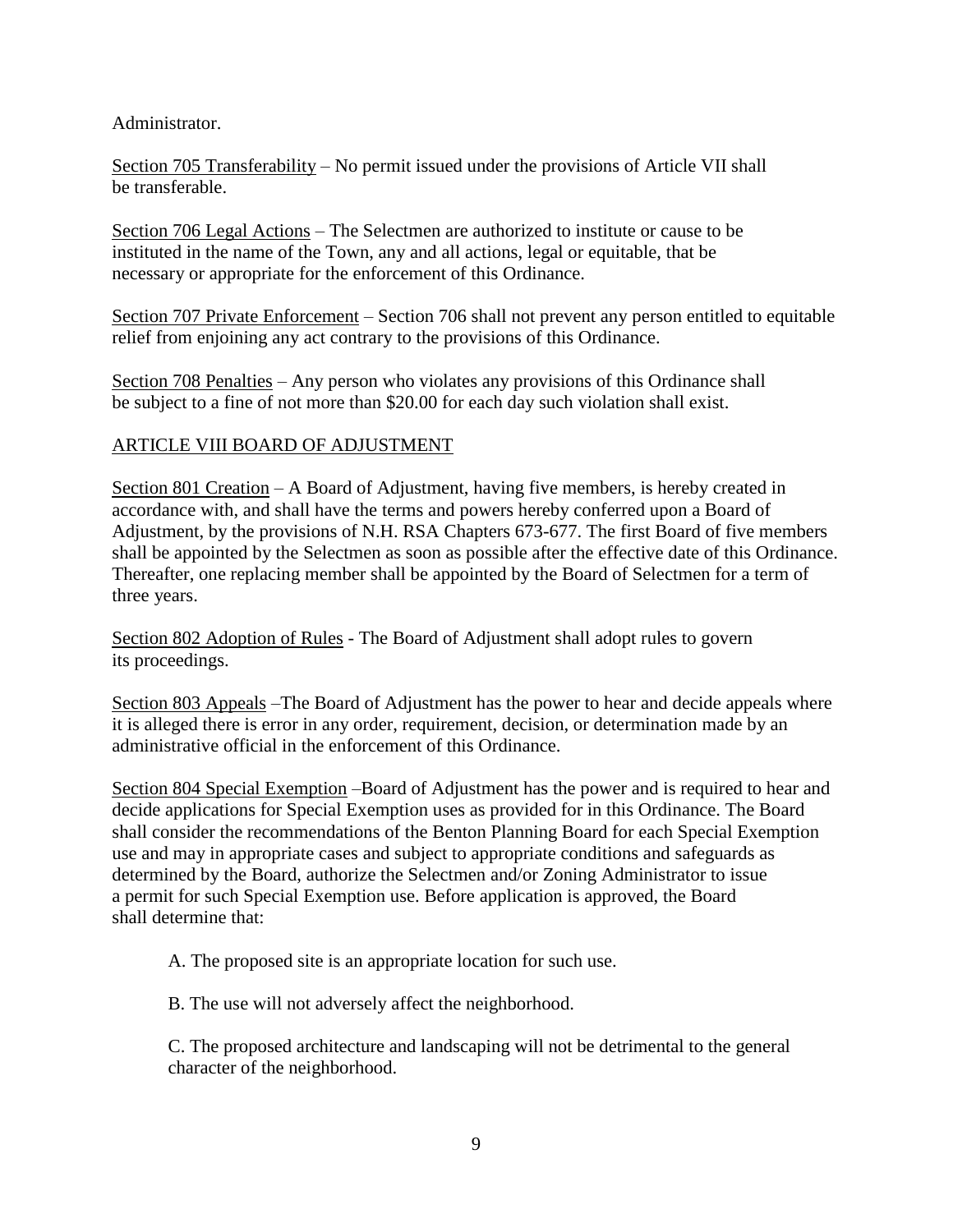Administrator.

Section 705 Transferability – No permit issued under the provisions of Article VII shall be transferable.

Section 706 Legal Actions – The Selectmen are authorized to institute or cause to be instituted in the name of the Town, any and all actions, legal or equitable, that be necessary or appropriate for the enforcement of this Ordinance.

Section 707 Private Enforcement – Section 706 shall not prevent any person entitled to equitable relief from enjoining any act contrary to the provisions of this Ordinance.

Section 708 Penalties – Any person who violates any provisions of this Ordinance shall be subject to a fine of not more than $20.00 for each day such violation shall exist.

## ARTICLE VIII BOARD OF ADJUSTMENT

Section 801 Creation – A Board of Adjustment, having five members, is hereby created in accordance with, and shall have the terms and powers hereby conferred upon a Board of Adjustment, by the provisions of N.H. RSA Chapters 673-677. The first Board of five members shall be appointed by the Selectmen as soon as possible after the effective date of this Ordinance. Thereafter, one replacing member shall be appointed by the Board of Selectmen for a term of three years.

Section 802 Adoption of Rules - The Board of Adjustment shall adopt rules to govern its proceedings.

Section 803 Appeals –The Board of Adjustment has the power to hear and decide appeals where it is alleged there is error in any order, requirement, decision, or determination made by an administrative official in the enforcement of this Ordinance.

Section 804 Special Exemption –Board of Adjustment has the power and is required to hear and decide applications for Special Exemption uses as provided for in this Ordinance. The Board shall consider the recommendations of the Benton Planning Board for each Special Exemption use and may in appropriate cases and subject to appropriate conditions and safeguards as determined by the Board, authorize the Selectmen and/or Zoning Administrator to issue a permit for such Special Exemption use. Before application is approved, the Board shall determine that:

A. The proposed site is an appropriate location for such use.

B. The use will not adversely affect the neighborhood.

C. The proposed architecture and landscaping will not be detrimental to the general character of the neighborhood.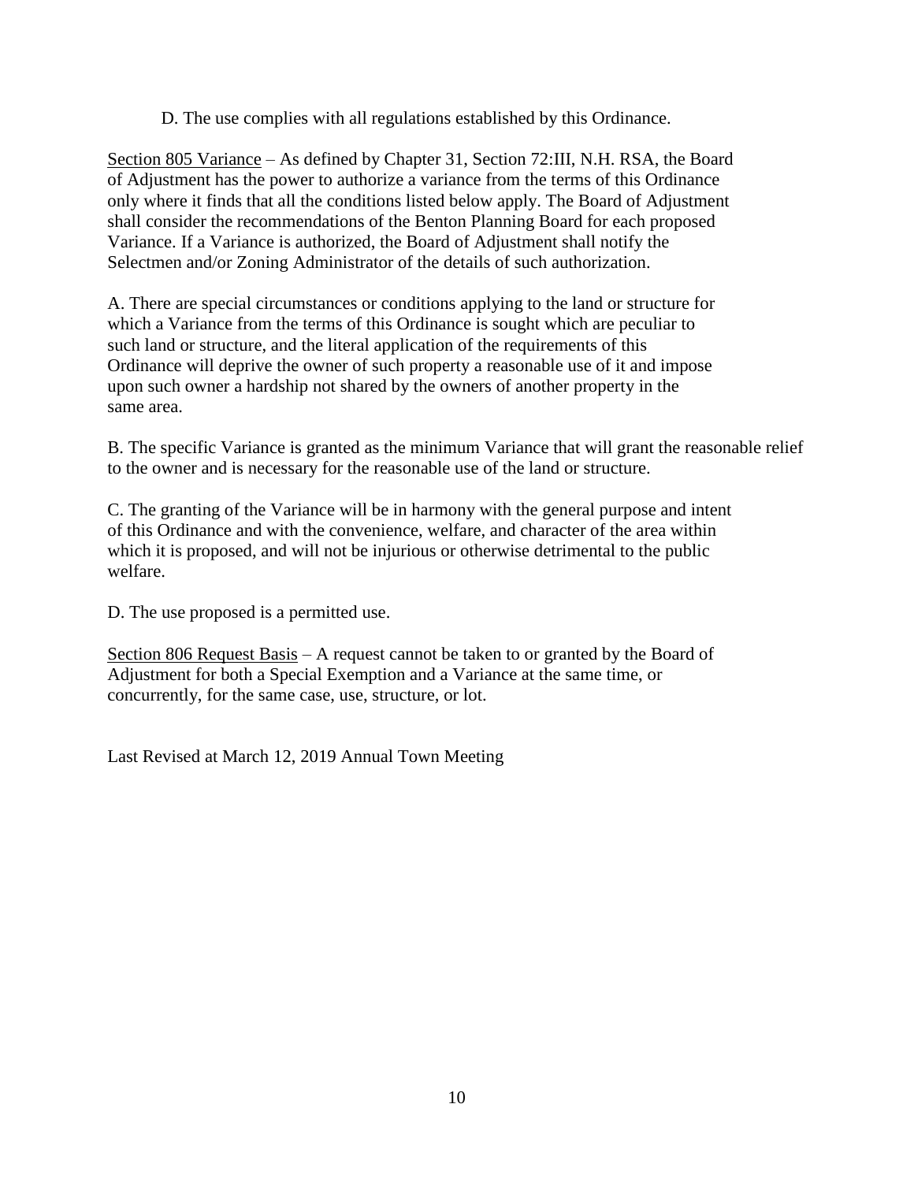D. The use complies with all regulations established by this Ordinance.

Section 805 Variance – As defined by Chapter 31, Section 72:III, N.H. RSA, the Board of Adjustment has the power to authorize a variance from the terms of this Ordinance only where it finds that all the conditions listed below apply. The Board of Adjustment shall consider the recommendations of the Benton Planning Board for each proposed Variance. If a Variance is authorized, the Board of Adjustment shall notify the Selectmen and/or Zoning Administrator of the details of such authorization.

A. There are special circumstances or conditions applying to the land or structure for which a Variance from the terms of this Ordinance is sought which are peculiar to such land or structure, and the literal application of the requirements of this Ordinance will deprive the owner of such property a reasonable use of it and impose upon such owner a hardship not shared by the owners of another property in the same area.

B. The specific Variance is granted as the minimum Variance that will grant the reasonable relief to the owner and is necessary for the reasonable use of the land or structure.

C. The granting of the Variance will be in harmony with the general purpose and intent of this Ordinance and with the convenience, welfare, and character of the area within which it is proposed, and will not be injurious or otherwise detrimental to the public welfare.

D. The use proposed is a permitted use.

Section 806 Request Basis – A request cannot be taken to or granted by the Board of Adjustment for both a Special Exemption and a Variance at the same time, or concurrently, for the same case, use, structure, or lot.

Last Revised at March 12, 2019 Annual Town Meeting